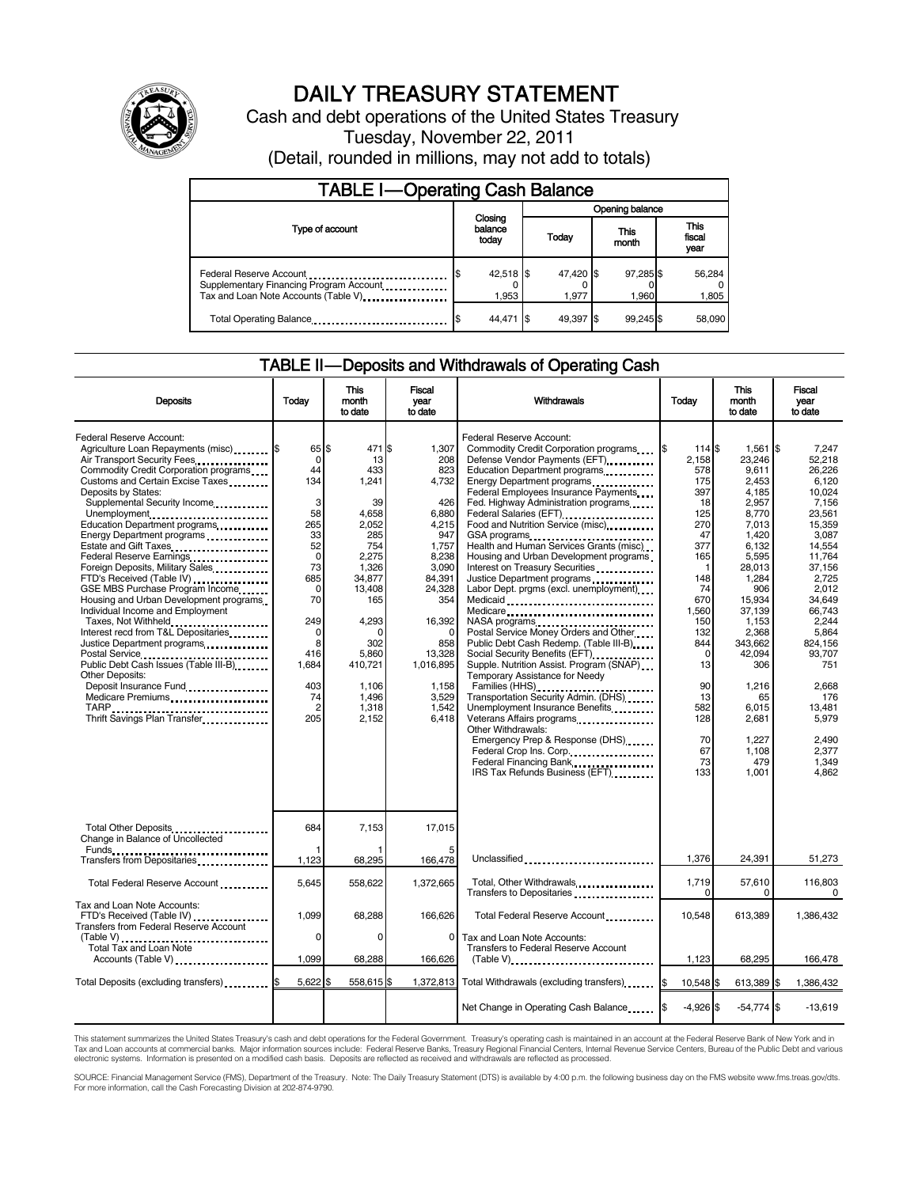# DAILY TREASURY STATEMENT

Cash and debt operations of the United States Treasury

Tuesday, November 22, 2011

(Detail, rounded in millions, may not add to totals)

## TABLE I—Operating Cash Balance

| Type of account | Closing balance today | Opening balance Today | Opening balance This month | Opening balance This fiscal year |
|---|---|---|---|---|
| Federal Reserve Account | $ 42,518 | $ 47,420 | $ 97,285 | $ 56,284 |
| Supplementary Financing Program Account | 0 | 0 | 0 | 0 |
| Tax and Loan Note Accounts (Table V) | 1,953 | 1,977 | 1,960 | 1,805 |
| Total Operating Balance | $ 44,471 | $ 49,397 | $ 99,245 | $ 58,090 |

## TABLE II—Deposits and Withdrawals of Operating Cash

| Deposits | Today | This month to date | Fiscal year to date |
|---|---|---|---|
| Federal Reserve Account: | | | |
| Agriculture Loan Repayments (misc) | $ 65 | $ 471 | $ 1,307 |
| Air Transport Security Fees | 0 | 13 | 208 |
| Commodity Credit Corporation programs | 44 | 433 | 823 |
| Customs and Certain Excise Taxes | 134 | 1,241 | 4,732 |
| Deposits by States: | | | |
| Supplemental Security Income | 3 | 39 | 426 |
| Unemployment | 58 | 4,658 | 6,880 |
| Education Department programs | 265 | 2,052 | 4,215 |
| Energy Department programs | 33 | 285 | 947 |
| Estate and Gift Taxes | 52 | 754 | 1,757 |
| Federal Reserve Earnings | 0 | 2,275 | 8,238 |
| Foreign Deposits, Military Sales | 73 | 1,326 | 3,090 |
| FTD's Received (Table IV) | 685 | 34,877 | 84,391 |
| GSE MBS Purchase Program Income | 0 | 13,408 | 24,328 |
| Housing and Urban Development programs | 70 | 165 | 354 |
| Individual Income and Employment Taxes, Not Withheld | 249 | 4,293 | 16,392 |
| Interest recd from T&L Depositaries | 0 | 0 | 0 |
| Justice Department programs | 8 | 302 | 858 |
| Postal Service | 416 | 5,860 | 13,328 |
| Public Debt Cash Issues (Table III-B) | 1,684 | 410,721 | 1,016,895 |
| Other Deposits: | | | |
| Deposit Insurance Fund | 403 | 1,106 | 1,158 |
| Medicare Premiums | 74 | 1,496 | 3,529 |
| TARP | 2 | 1,318 | 1,542 |
| Thrift Savings Plan Transfer | 205 | 2,152 | 6,418 |
| Total Other Deposits | 684 | 7,153 | 17,015 |
| Change in Balance of Uncollected Funds | 1 | 1 | 5 |
| Transfers from Depositaries | 1,123 | 68,295 | 166,478 |
| Total Federal Reserve Account | 5,645 | 558,622 | 1,372,665 |
| Tax and Loan Note Accounts: | | | |
| FTD's Received (Table IV) | 1,099 | 68,288 | 166,626 |
| Transfers from Federal Reserve Account (Table V) | 0 | 0 | 0 |
| Total Tax and Loan Note Accounts (Table V) | 1,099 | 68,288 | 166,626 |
| Total Deposits (excluding transfers) | $ 5,622 | $ 558,615 | $ 1,372,813 |

| Withdrawals | Today | This month to date | Fiscal year to date |
|---|---|---|---|
| Federal Reserve Account: | | | |
| Commodity Credit Corporation programs | $ 114 | $ 1,561 | $ 7,247 |
| Defense Vendor Payments (EFT) | 2,158 | 23,246 | 52,218 |
| Education Department programs | 578 | 9,611 | 26,226 |
| Energy Department programs | 175 | 2,453 | 6,120 |
| Federal Employees Insurance Payments | 397 | 4,185 | 10,024 |
| Fed. Highway Administration programs | 18 | 2,957 | 7,156 |
| Federal Salaries (EFT) | 125 | 8,770 | 23,561 |
| Food and Nutrition Service (misc) | 270 | 7,013 | 15,359 |
| GSA programs | 47 | 1,420 | 3,087 |
| Health and Human Services Grants (misc) | 377 | 6,132 | 14,554 |
| Housing and Urban Development programs | 165 | 5,595 | 11,764 |
| Interest on Treasury Securities | 1 | 28,013 | 37,156 |
| Justice Department programs | 148 | 1,284 | 2,725 |
| Labor Dept. prgms (excl. unemployment) | 74 | 906 | 2,012 |
| Medicaid | 670 | 15,934 | 34,649 |
| Medicare | 1,560 | 37,139 | 66,743 |
| NASA programs | 150 | 1,153 | 2,244 |
| Postal Service Money Orders and Other | 132 | 2,368 | 5,864 |
| Public Debt Cash Redemp. (Table III-B) | 844 | 343,662 | 824,156 |
| Social Security Benefits (EFT) | 0 | 42,094 | 93,707 |
| Supple. Nutrition Assist. Program (SNAP) | 13 | 306 | 751 |
| Temporary Assistance for Needy Families (HHS) | 90 | 1,216 | 2,668 |
| Transportation Security Admin. (DHS) | 13 | 65 | 176 |
| Unemployment Insurance Benefits | 582 | 6,015 | 13,481 |
| Veterans Affairs programs | 128 | 2,681 | 5,979 |
| Other Withdrawals: | | | |
| Emergency Prep & Response (DHS) | 70 | 1,227 | 2,490 |
| Federal Crop Ins. Corp. | 67 | 1,108 | 2,377 |
| Federal Financing Bank | 73 | 479 | 1,349 |
| IRS Tax Refunds Business (EFT) | 133 | 1,001 | 4,862 |
| Unclassified | 1,376 | 24,391 | 51,273 |
| Total, Other Withdrawals | 1,719 | 57,610 | 116,803 |
| Transfers to Depositaries | 0 | 0 | 0 |
| Total Federal Reserve Account | 10,548 | 613,389 | 1,386,432 |
| Tax and Loan Note Accounts: | | | |
| Transfers to Federal Reserve Account (Table V) | 1,123 | 68,295 | 166,478 |
| Total Withdrawals (excluding transfers) | $ 10,548 | $ 613,389 | $ 1,386,432 |
| Net Change in Operating Cash Balance | $ -4,926 | $ -54,774 | $ -13,619 |

This statement summarizes the United States Treasury's cash and debt operations for the Federal Government. Treasury's operating cash is maintained in an account at the Federal Reserve Bank of New York and in Tax and Loan accounts at commercial banks. Major information sources include: Federal Reserve Banks, Treasury Regional Financial Centers, Internal Revenue Service Centers, Bureau of the Public Debt and various electronic systems. Information is presented on a modified cash basis. Deposits are reflected as received and withdrawals are reflected as processed.

SOURCE: Financial Management Service (FMS), Department of the Treasury. Note: The Daily Treasury Statement (DTS) is available by 4:00 p.m. the following business day on the FMS website www.fms.treas.gov/dts. For more information, call the Cash Forecasting Division at 202-874-9790.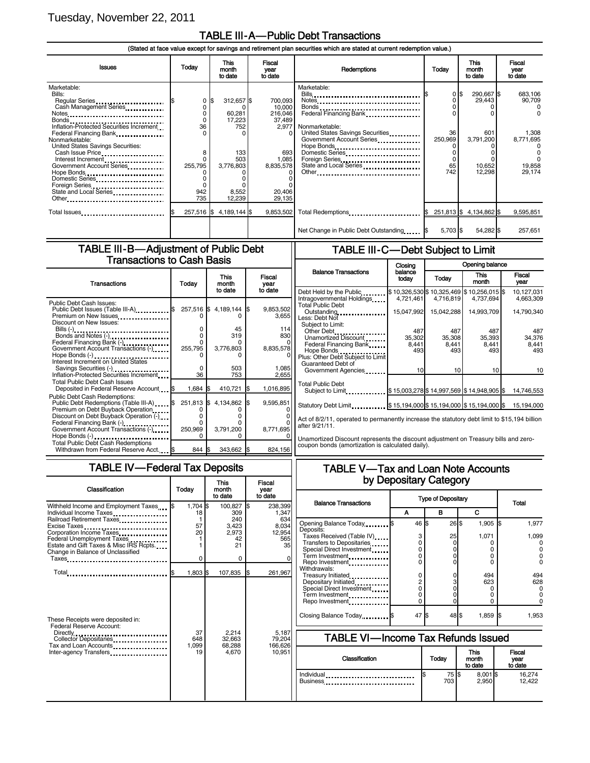Tuesday, November 22, 2011

## TABLE III-A—Public Debt Transactions

(Stated at face value except for savings and retirement plan securities which are stated at current redemption value.)

| Issues | Today | This month to date | Fiscal year to date |
|---|---|---|---|
| Marketable: | | | |
| Bills: | | | |
| Regular Series | $ 0 | $ 312,657 | $ 700,093 |
| Cash Management Series | 0 | 0 | 10,000 |
| Notes | 0 | 60,281 | 216,046 |
| Bonds | 0 | 17,223 | 37,489 |
| Inflation-Protected Securities Increment | 36 | 752 | 2,977 |
| Federal Financing Bank | 0 | 0 | 0 |
| Nonmarketable: | | | |
| United States Savings Securities: | | | |
| Cash Issue Price | 8 | 133 | 693 |
| Interest Increment | 0 | 503 | 1,085 |
| Government Account Series | 255,795 | 3,776,803 | 8,835,578 |
| Hope Bonds | 0 | 0 | 0 |
| Domestic Series | 0 | 0 | 0 |
| Foreign Series | 0 | 0 | 0 |
| State and Local Series | 942 | 8,552 | 20,406 |
| Other | 735 | 12,239 | 29,135 |
| Total Issues | $ 257,516 | $ 4,189,144 | $ 9,853,502 |

| Redemptions | Today | This month to date | Fiscal year to date |
|---|---|---|---|
| Marketable: | | | |
| Bills | $ 0 | $ 290,667 | $ 683,106 |
| Notes | 0 | 29,443 | 90,709 |
| Bonds | 0 | 0 | 0 |
| Federal Financing Bank | 0 | 0 | 0 |
| Nonmarketable: | | | |
| United States Savings Securities | 36 | 601 | 1,308 |
| Government Account Series | 250,969 | 3,791,200 | 8,771,695 |
| Hope Bonds | 0 | 0 | 0 |
| Domestic Series | 0 | 0 | 0 |
| Foreign Series | 0 | 0 | 0 |
| State and Local Series | 65 | 10,652 | 19,858 |
| Other | 742 | 12,298 | 29,174 |
| Total Redemptions | $ 251,813 | $ 4,134,862 | $ 9,595,851 |
| Net Change in Public Debt Outstanding | $ 5,703 | $ 54,282 | $ 257,651 |

## TABLE III-B—Adjustment of Public Debt Transactions to Cash Basis

| Transactions | Today | This month to date | Fiscal year to date |
|---|---|---|---|
| Public Debt Cash Issues: | | | |
| Public Debt Issues (Table III-A) | $ 257,516 | $ 4,189,144 | $ 9,853,502 |
| Premium on New Issues | 0 | 0 | 3,655 |
| Discount on New Issues: | | | |
| Bills (-) | 0 | 45 | 114 |
| Bonds and Notes (-) | 0 | 319 | 830 |
| Federal Financing Bank (-) | 0 | 0 | 0 |
| Government Account Transactions (-) | 255,795 | 3,776,803 | 8,835,578 |
| Hope Bonds (-) | 0 | 0 | 0 |
| Interest Increment on United States Savings Securities (-) | 0 | 503 | 1,085 |
| Inflation-Protected Securities Increment | 36 | 753 | 2,655 |
| Total Public Debt Cash Issues Deposited in Federal Reserve Account | $ 1,684 | $ 410,721 | $ 1,016,895 |
| Public Debt Cash Redemptions: | | | |
| Public Debt Redemptions (Table III-A) | $ 251,813 | $ 4,134,862 | $ 9,595,851 |
| Premium on Debt Buyback Operation | 0 | 0 | 0 |
| Discount on Debt Buyback Operation (-) | 0 | 0 | 0 |
| Federal Financing Bank (-) | 0 | 0 | 0 |
| Government Account Transactions (-) | 250,969 | 3,791,200 | 8,771,695 |
| Hope Bonds (-) | 0 | 0 | 0 |
| Total Public Debt Cash Redemptions Withdrawn from Federal Reserve Acct. | $ 844 | $ 343,662 | $ 824,156 |

## TABLE III-C—Debt Subject to Limit

| Balance Transactions | Closing balance today | Opening balance Today | Opening balance This month | Opening balance Fiscal year |
|---|---|---|---|---|
| Debt Held by the Public | $ 10,326,530 | $ 10,325,469 | $ 10,256,015 | $ 10,127,031 |
| Intragovernmental Holdings | 4,721,461 | 4,716,819 | 4,737,694 | 4,663,309 |
| Total Public Debt Outstanding | 15,047,992 | 15,042,288 | 14,993,709 | 14,790,340 |
| Less: Debt Not Subject to Limit: | | | | |
| Other Debt | 487 | 487 | 487 | 487 |
| Unamortized Discount | 35,302 | 35,308 | 35,393 | 34,376 |
| Federal Financing Bank | 8,441 | 8,441 | 8,441 | 8,441 |
| Hope Bonds | 493 | 493 | 493 | 493 |
| Plus: Other Debt Subject to Limit | | | | |
| Guaranteed Debt of Government Agencies | 10 | 10 | 10 | 10 |
| Total Public Debt Subject to Limit | $ 15,003,278 | $ 14,997,569 | $ 14,948,905 | $ 14,746,553 |
| Statutory Debt Limit | $ 15,194,000 | $ 15,194,000 | $ 15,194,000 | $ 15,194,000 |

Act of 8/2/11, operated to permanently increase the statutory debt limit to $15,194 billion after 9/21/11.

Unamortized Discount represents the discount adjustment on Treasury bills and zero-coupon bonds (amortization is calculated daily).

## TABLE IV—Federal Tax Deposits

| Classification | Today | This month to date | Fiscal year to date |
|---|---|---|---|
| Withheld Income and Employment Taxes | $ 1,704 | $ 100,827 | $ 238,399 |
| Individual Income Taxes | 18 | 309 | 1,347 |
| Railroad Retirement Taxes | 1 | 240 | 634 |
| Excise Taxes | 57 | 3,423 | 8,034 |
| Corporation Income Taxes | 20 | 2,973 | 12,954 |
| Federal Unemployment Taxes | 1 | 42 | 565 |
| Estate and Gift Taxes & Misc IRS Rcpts. | 1 | 21 | 35 |
| Change in Balance of Unclassified Taxes | 0 | 0 | 0 |
| Total | $ 1,803 | $ 107,835 | $ 261,967 |
| These Receipts were deposited in: | | | |
| Federal Reserve Account: | | | |
| Directly | 37 | 2,214 | 5,187 |
| Collector Depositaries | 648 | 32,663 | 79,204 |
| Tax and Loan Accounts | 1,099 | 68,288 | 166,626 |
| Inter-agency Transfers | 19 | 4,670 | 10,951 |

## TABLE V—Tax and Loan Note Accounts by Depositary Category

| Balance Transactions | Type of Depositary A | Type of Depositary B | Type of Depositary C | Total |
|---|---|---|---|---|
| Opening Balance Today | $ 46 | $ 26 | $ 1,905 | $ 1,977 |
| Deposits: | | | | |
| Taxes Received (Table IV) | 3 | 25 | 1,071 | 1,099 |
| Transfers to Depositaries | 0 | 0 | 0 | 0 |
| Special Direct Investment | 0 | 0 | 0 | 0 |
| Term Investment | 0 | 0 | 0 | 0 |
| Repo Investment | 0 | 0 | 0 | 0 |
| Withdrawals: | | | | |
| Treasury Initiated | 0 | 0 | 494 | 494 |
| Depositary Initiated | 2 | 3 | 623 | 628 |
| Special Direct Investment | 0 | 0 | 0 | 0 |
| Term Investment | 0 | 0 | 0 | 0 |
| Repo Investment | 0 | 0 | 0 | 0 |
| Closing Balance Today | $ 47 | $ 48 | $ 1,859 | $ 1,953 |

## TABLE VI—Income Tax Refunds Issued

| Classification | Today | This month to date | Fiscal year to date |
|---|---|---|---|
| Individual | $ 75 | $ 8,001 | $ 16,274 |
| Business | 703 | 2,950 | 12,422 |